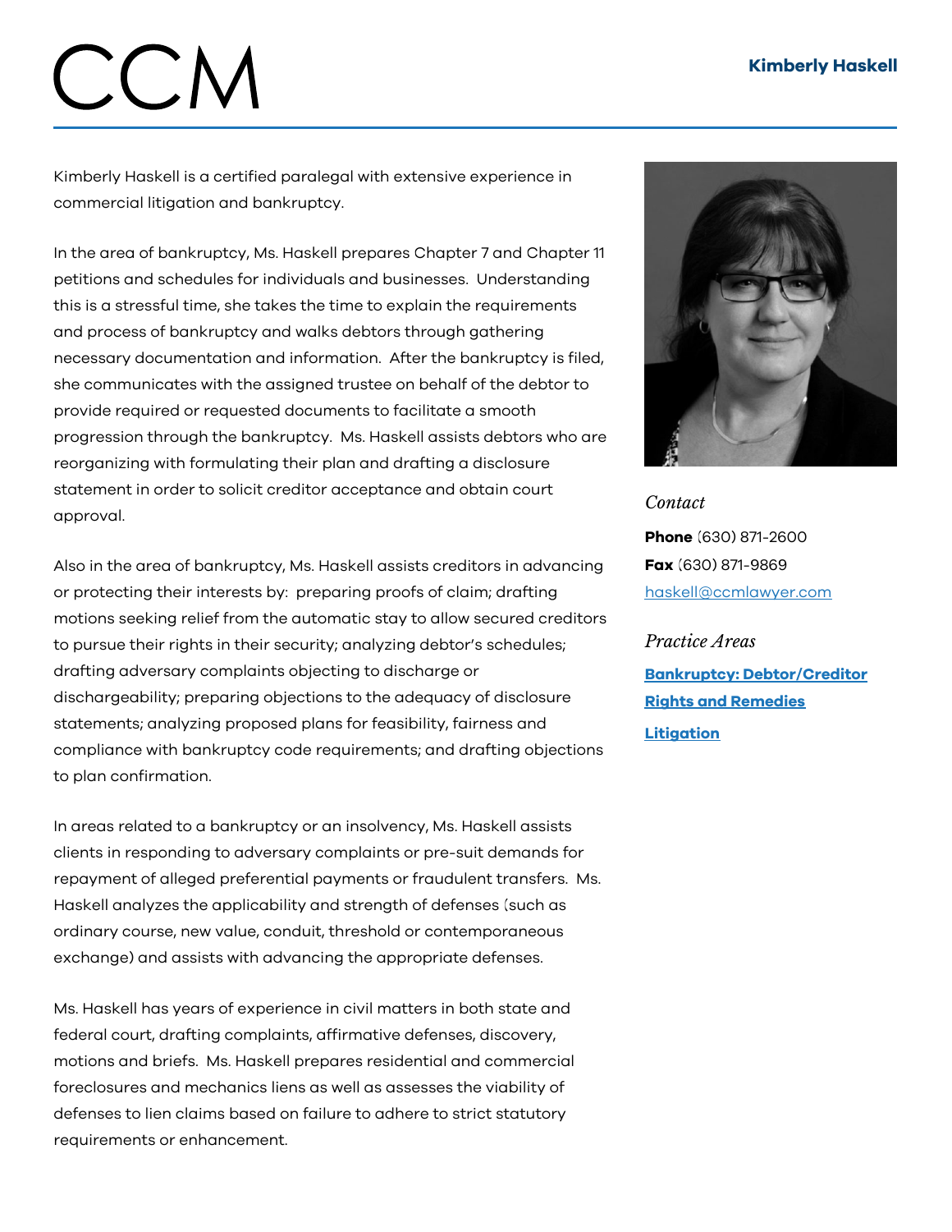# Kimberly Haskell

Kimberly Haskell is a certified paralegal with extensive experience in commercial litigation and bankruptcy.

In the area of bankruptcy, Ms. Haskell prepares Chapter 7 and Chapter 11 petitions and schedules for individuals and businesses. Understanding this is a stressful time, she takes the time to explain the requirements and process of bankruptcy and walks debtors through gathering necessary documentation and information. After the bankruptcy is filed, she communicates with the assigned trustee on behalf of the debtor to provide required or requested documents to facilitate a smooth progression through the bankruptcy. Ms. Haskell assists debtors who are reorganizing with formulating their plan and drafting a disclosure statement in order to solicit creditor acceptance and obtain court approval.

Also in the area of bankruptcy, Ms. Haskell assists creditors in advancing or protecting their interests by: preparing proofs of claim; drafting motions seeking relief from the automatic stay to allow secured creditors to pursue their rights in their security; analyzing debtor's schedules; drafting adversary complaints objecting to discharge or dischargeability; preparing objections to the adequacy of disclosure statements; analyzing proposed plans for feasibility, fairness and compliance with bankruptcy code requirements; and drafting objections to plan confirmation.

In areas related to a bankruptcy or an insolvency, Ms. Haskell assists clients in responding to adversary complaints or pre-suit demands for repayment of alleged preferential payments or fraudulent transfers. Ms. Haskell analyzes the applicability and strength of defenses (such as ordinary course, new value, conduit, threshold or contemporaneous exchange) and assists with advancing the appropriate defenses.

Ms. Haskell has years of experience in civil matters in both state and federal court, drafting complaints, affirmative defenses, discovery, motions and briefs. Ms. Haskell prepares residential and commercial foreclosures and mechanics liens as well as assesses the viability of defenses to lien claims based on failure to adhere to strict statutory requirements or enhancement.

*Contact*

**Phone** (630) 871-2600

**Fax** (630) 871-9869

haskell@ccmlawyer.com

*Practice Areas*

**Bankruptcy: Debtor/Creditor Rights and Remedies**

**Litigation**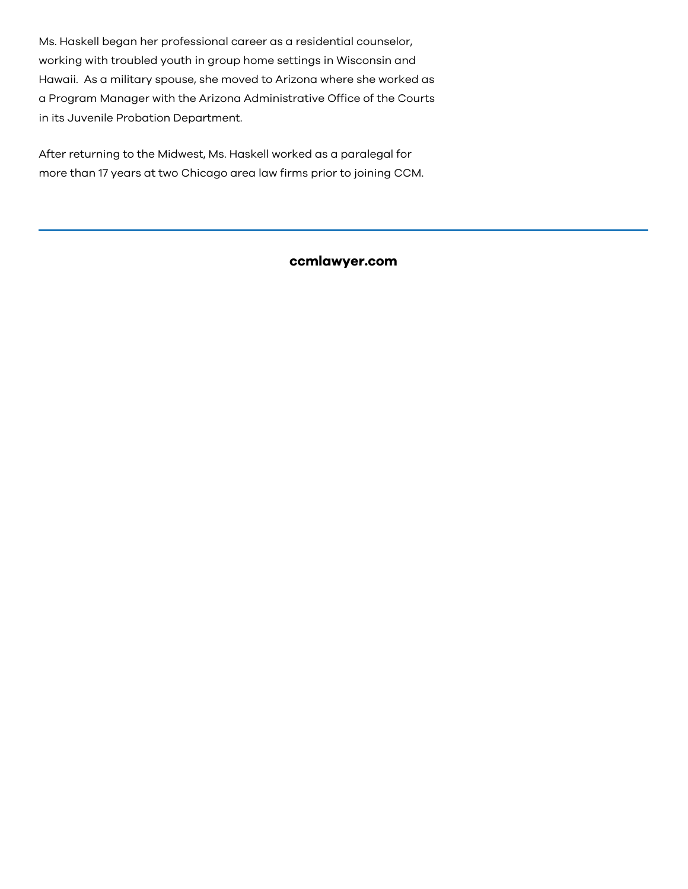Ms. Haskell began her professional career as a residential counselor, working with troubled youth in group home settings in Wisconsin and Hawaii. As a military spouse, she moved to Arizona where she worked as a Program Manager with the Arizona Administrative Office of the Courts in its Juvenile Probation Department.

After returning to the Midwest, Ms. Haskell worked as a paralegal for more than 17 years at two Chicago area law firms prior to joining CCM.

---

**ccmlawyer.com**